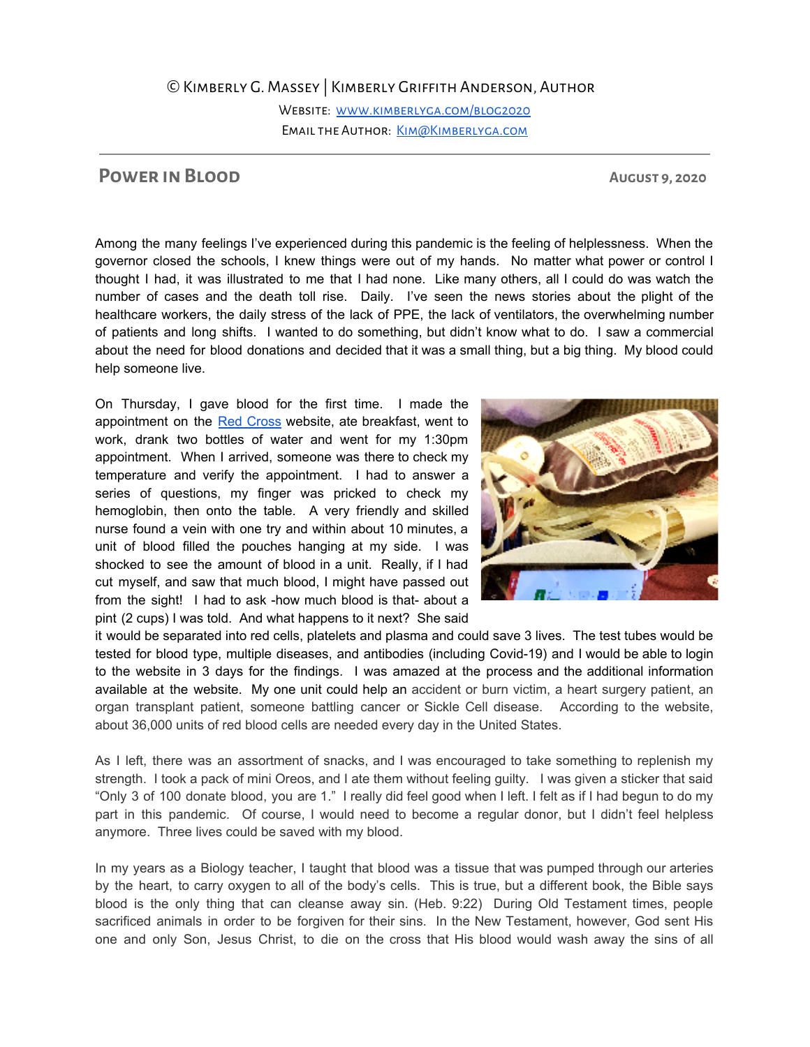© Kimberly G. Massey | Kimberly Griffith Anderson, Author

Website: [www.kimberlyga.com/blog2020](http://www.kimberlyga.com/blog2020)

Email the Author: [Kim@Kimberlyga.com](mailto:Kim@Kimberlyga.com)

---

## Power in Blood

**August 9, 2020**

Among the many feelings I've experienced during this pandemic is the feeling of helplessness. When the governor closed the schools, I knew things were out of my hands. No matter what power or control I thought I had, it was illustrated to me that I had none. Like many others, all I could do was watch the number of cases and the death toll rise. Daily. I've seen the news stories about the plight of the healthcare workers, the daily stress of the lack of PPE, the lack of ventilators, the overwhelming number of patients and long shifts. I wanted to do something, but didn't know what to do. I saw a commercial about the need for blood donations and decided that it was a small thing, but a big thing. My blood could help someone live.

On Thursday, I gave blood for the first time. I made the appointment on the [Red Cross](#) website, ate breakfast, went to work, drank two bottles of water and went for my 1:30pm appointment. When I arrived, someone was there to check my temperature and verify the appointment. I had to answer a series of questions, my finger was pricked to check my hemoglobin, then onto the table. A very friendly and skilled nurse found a vein with one try and within about 10 minutes, a unit of blood filled the pouches hanging at my side. I was shocked to see the amount of blood in a unit. Really, if I had cut myself, and saw that much blood, I might have passed out from the sight! I had to ask -how much blood is that- about a pint (2 cups) I was told. And what happens to it next? She said it would be separated into red cells, platelets and plasma and could save 3 lives. The test tubes would be tested for blood type, multiple diseases, and antibodies (including Covid-19) and I would be able to login to the website in 3 days for the findings. I was amazed at the process and the additional information available at the website. My one unit could help an accident or burn victim, a heart surgery patient, an organ transplant patient, someone battling cancer or Sickle Cell disease. According to the website, about 36,000 units of red blood cells are needed every day in the United States.

As I left, there was an assortment of snacks, and I was encouraged to take something to replenish my strength. I took a pack of mini Oreos, and I ate them without feeling guilty. I was given a sticker that said "Only 3 of 100 donate blood, you are 1." I really did feel good when I left. I felt as if I had begun to do my part in this pandemic. Of course, I would need to become a regular donor, but I didn't feel helpless anymore. Three lives could be saved with my blood.

In my years as a Biology teacher, I taught that blood was a tissue that was pumped through our arteries by the heart, to carry oxygen to all of the body's cells. This is true, but a different book, the Bible says blood is the only thing that can cleanse away sin. (Heb. 9:22) During Old Testament times, people sacrificed animals in order to be forgiven for their sins. In the New Testament, however, God sent His one and only Son, Jesus Christ, to die on the cross that His blood would wash away the sins of all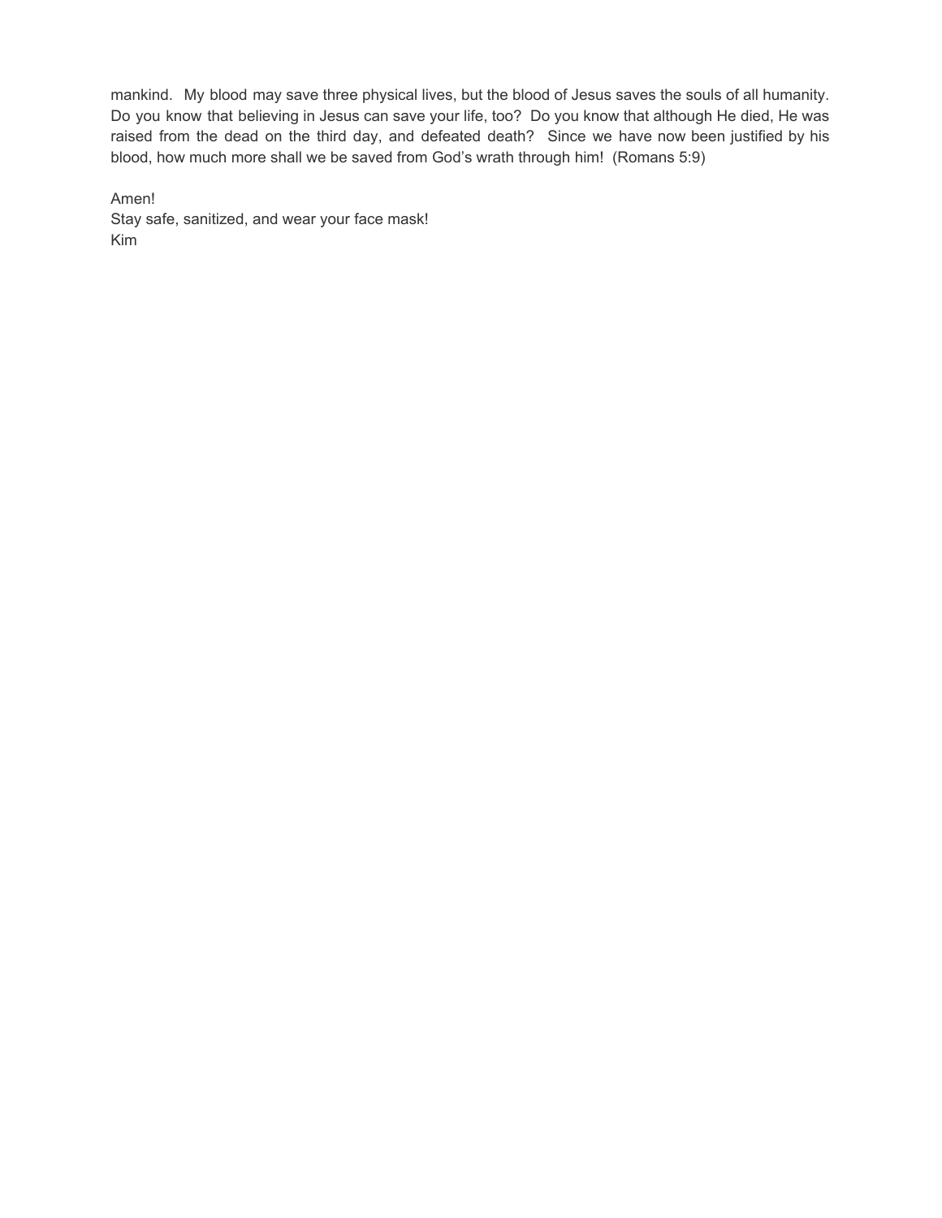mankind. My blood may save three physical lives, but the blood of Jesus saves the souls of all humanity. Do you know that believing in Jesus can save your life, too? Do you know that although He died, He was raised from the dead on the third day, and defeated death? Since we have now been justified by his blood, how much more shall we be saved from God's wrath through him! (Romans 5:9)

Amen!
Stay safe, sanitized, and wear your face mask!
Kim